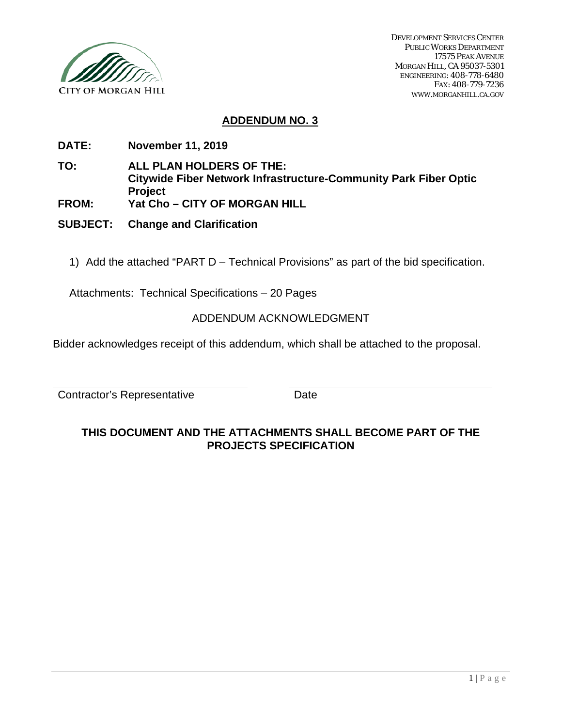CITY OF MORGAN HILL

DEVELOPMENT SERVICES CENTER
PUBLIC WORKS DEPARTMENT
17575 PEAK AVENUE
MORGAN HILL, CA 95037-5301
ENGINEERING: 408-778-6480
FAX: 408-779-7236
WWW.MORGANHILL.CA.GOV

## ADDENDUM NO. 3

**DATE:** **November 11, 2019**

**TO:** **ALL PLAN HOLDERS OF THE:**
**Citywide Fiber Network Infrastructure-Community Park Fiber Optic Project**

**FROM:** **Yat Cho – CITY OF MORGAN HILL**

**SUBJECT:** **Change and Clarification**

1) Add the attached "PART D – Technical Provisions" as part of the bid specification.

Attachments: Technical Specifications – 20 Pages

ADDENDUM ACKNOWLEDGMENT

Bidder acknowledges receipt of this addendum, which shall be attached to the proposal.

Contractor's Representative ____________________ Date ____________________

**THIS DOCUMENT AND THE ATTACHMENTS SHALL BECOME PART OF THE PROJECTS SPECIFICATION**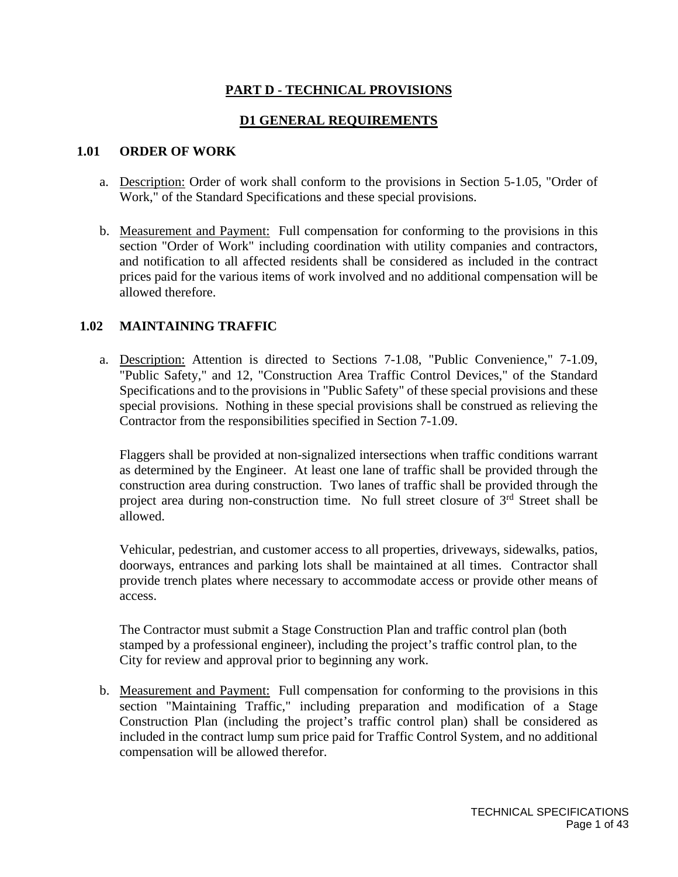# PART D - TECHNICAL PROVISIONS

## D1 GENERAL REQUIREMENTS

### 1.01 ORDER OF WORK

a. Description: Order of work shall conform to the provisions in Section 5-1.05, "Order of Work," of the Standard Specifications and these special provisions.

b. Measurement and Payment: Full compensation for conforming to the provisions in this section "Order of Work" including coordination with utility companies and contractors, and notification to all affected residents shall be considered as included in the contract prices paid for the various items of work involved and no additional compensation will be allowed therefore.

### 1.02 MAINTAINING TRAFFIC

a. Description: Attention is directed to Sections 7-1.08, "Public Convenience," 7-1.09, "Public Safety," and 12, "Construction Area Traffic Control Devices," of the Standard Specifications and to the provisions in "Public Safety" of these special provisions and these special provisions. Nothing in these special provisions shall be construed as relieving the Contractor from the responsibilities specified in Section 7-1.09.

   Flaggers shall be provided at non-signalized intersections when traffic conditions warrant as determined by the Engineer. At least one lane of traffic shall be provided through the construction area during construction. Two lanes of traffic shall be provided through the project area during non-construction time. No full street closure of 3rd Street shall be allowed.

   Vehicular, pedestrian, and customer access to all properties, driveways, sidewalks, patios, doorways, entrances and parking lots shall be maintained at all times. Contractor shall provide trench plates where necessary to accommodate access or provide other means of access.

   The Contractor must submit a Stage Construction Plan and traffic control plan (both stamped by a professional engineer), including the project's traffic control plan, to the City for review and approval prior to beginning any work.

b. Measurement and Payment: Full compensation for conforming to the provisions in this section "Maintaining Traffic," including preparation and modification of a Stage Construction Plan (including the project's traffic control plan) shall be considered as included in the contract lump sum price paid for Traffic Control System, and no additional compensation will be allowed therefor.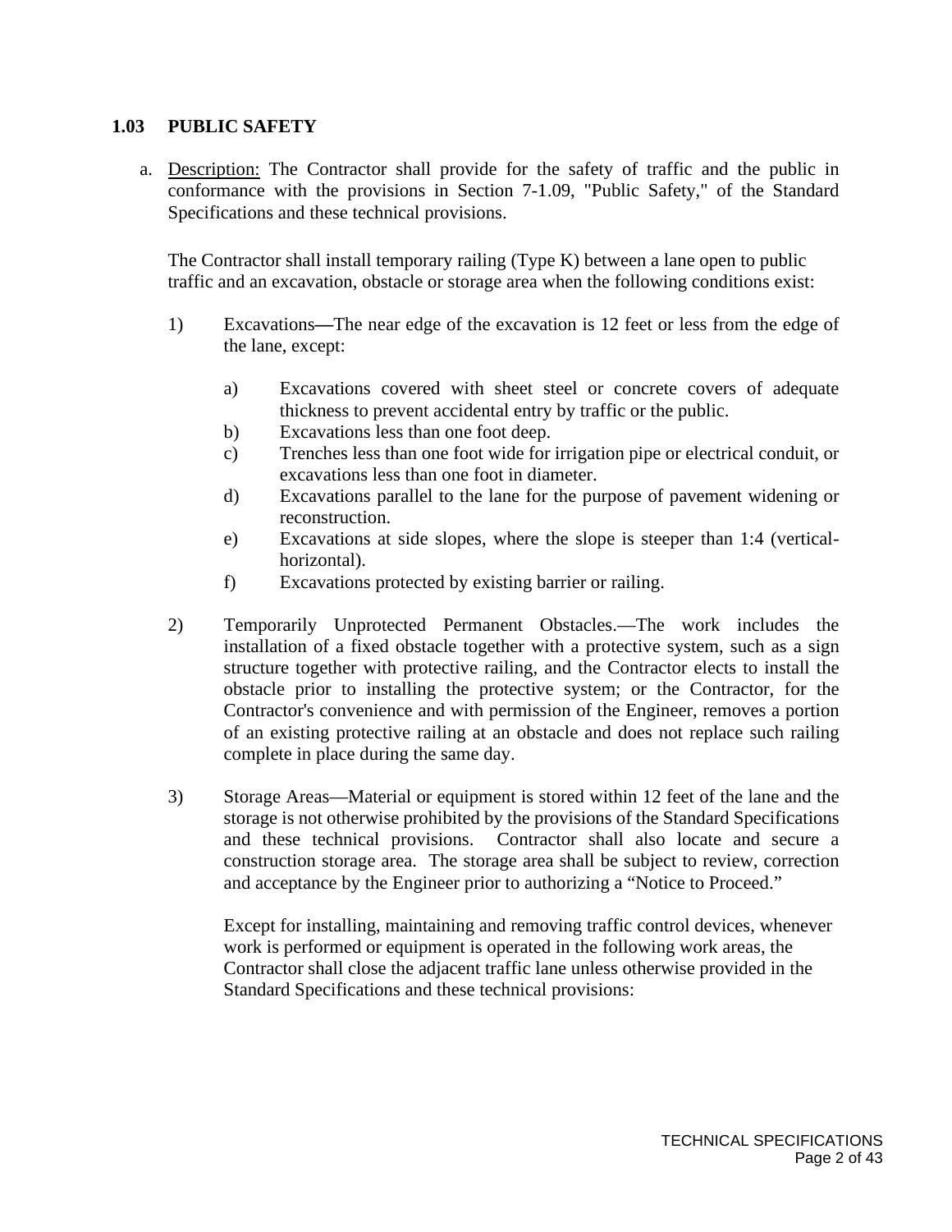## 1.03 PUBLIC SAFETY

a. Description: The Contractor shall provide for the safety of traffic and the public in conformance with the provisions in Section 7-1.09, "Public Safety," of the Standard Specifications and these technical provisions.

   The Contractor shall install temporary railing (Type K) between a lane open to public traffic and an excavation, obstacle or storage area when the following conditions exist:

   1) Excavations—The near edge of the excavation is 12 feet or less from the edge of the lane, except:

      a) Excavations covered with sheet steel or concrete covers of adequate thickness to prevent accidental entry by traffic or the public.
      b) Excavations less than one foot deep.
      c) Trenches less than one foot wide for irrigation pipe or electrical conduit, or excavations less than one foot in diameter.
      d) Excavations parallel to the lane for the purpose of pavement widening or reconstruction.
      e) Excavations at side slopes, where the slope is steeper than 1:4 (vertical-horizontal).
      f) Excavations protected by existing barrier or railing.

   2) Temporarily Unprotected Permanent Obstacles.—The work includes the installation of a fixed obstacle together with a protective system, such as a sign structure together with protective railing, and the Contractor elects to install the obstacle prior to installing the protective system; or the Contractor, for the Contractor's convenience and with permission of the Engineer, removes a portion of an existing protective railing at an obstacle and does not replace such railing complete in place during the same day.

   3) Storage Areas—Material or equipment is stored within 12 feet of the lane and the storage is not otherwise prohibited by the provisions of the Standard Specifications and these technical provisions. Contractor shall also locate and secure a construction storage area. The storage area shall be subject to review, correction and acceptance by the Engineer prior to authorizing a "Notice to Proceed."

      Except for installing, maintaining and removing traffic control devices, whenever work is performed or equipment is operated in the following work areas, the Contractor shall close the adjacent traffic lane unless otherwise provided in the Standard Specifications and these technical provisions: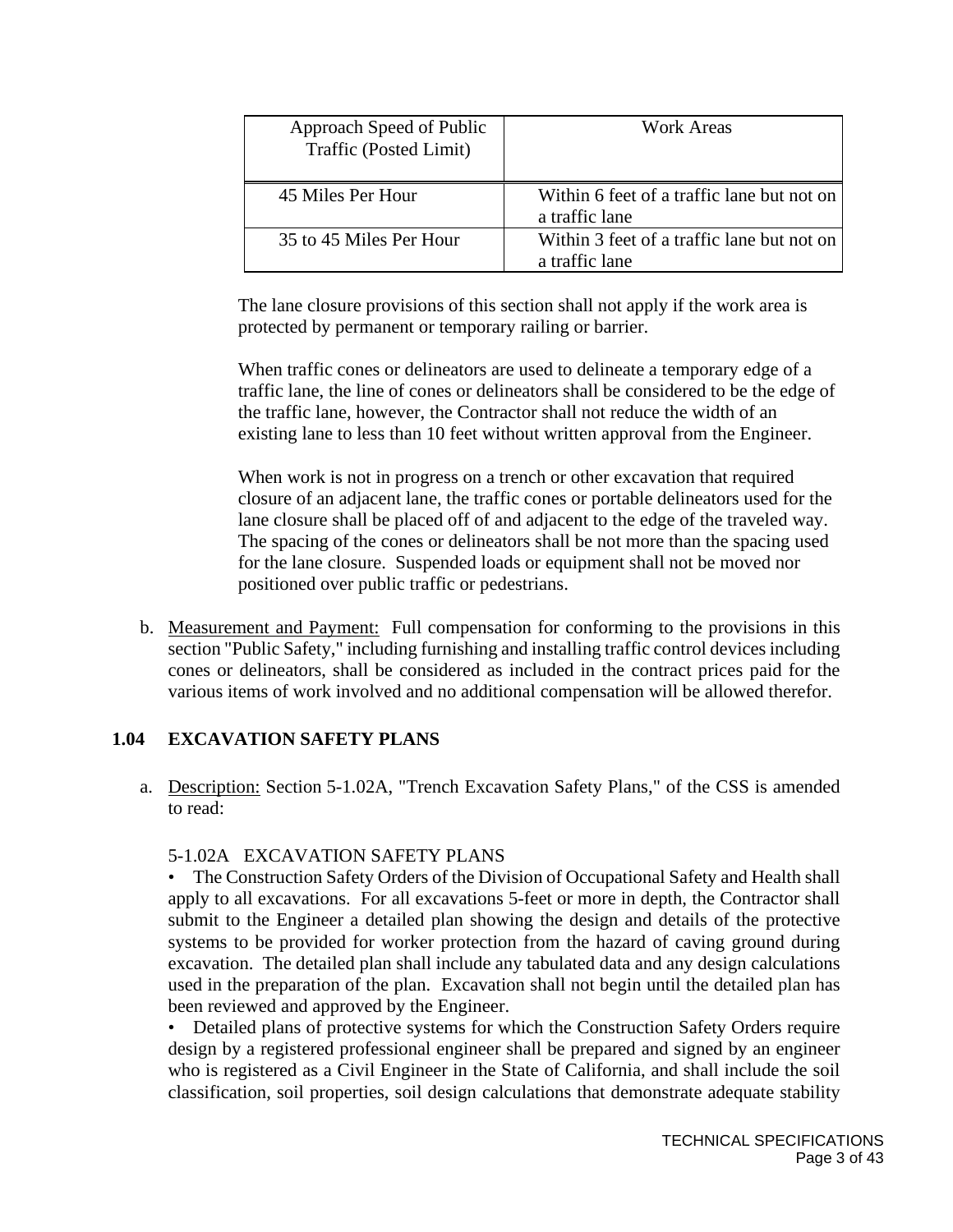| Approach Speed of Public Traffic (Posted Limit) | Work Areas |
|---|---|
| 45 Miles Per Hour | Within 6 feet of a traffic lane but not on a traffic lane |
| 35 to 45 Miles Per Hour | Within 3 feet of a traffic lane but not on a traffic lane |

The lane closure provisions of this section shall not apply if the work area is protected by permanent or temporary railing or barrier.

When traffic cones or delineators are used to delineate a temporary edge of a traffic lane, the line of cones or delineators shall be considered to be the edge of the traffic lane, however, the Contractor shall not reduce the width of an existing lane to less than 10 feet without written approval from the Engineer.

When work is not in progress on a trench or other excavation that required closure of an adjacent lane, the traffic cones or portable delineators used for the lane closure shall be placed off of and adjacent to the edge of the traveled way. The spacing of the cones or delineators shall be not more than the spacing used for the lane closure. Suspended loads or equipment shall not be moved nor positioned over public traffic or pedestrians.

b. Measurement and Payment: Full compensation for conforming to the provisions in this section "Public Safety," including furnishing and installing traffic control devices including cones or delineators, shall be considered as included in the contract prices paid for the various items of work involved and no additional compensation will be allowed therefor.

## 1.04 EXCAVATION SAFETY PLANS

a. Description: Section 5-1.02A, "Trench Excavation Safety Plans," of the CSS is amended to read:

5-1.02A EXCAVATION SAFETY PLANS

- The Construction Safety Orders of the Division of Occupational Safety and Health shall apply to all excavations. For all excavations 5-feet or more in depth, the Contractor shall submit to the Engineer a detailed plan showing the design and details of the protective systems to be provided for worker protection from the hazard of caving ground during excavation. The detailed plan shall include any tabulated data and any design calculations used in the preparation of the plan. Excavation shall not begin until the detailed plan has been reviewed and approved by the Engineer.
- Detailed plans of protective systems for which the Construction Safety Orders require design by a registered professional engineer shall be prepared and signed by an engineer who is registered as a Civil Engineer in the State of California, and shall include the soil classification, soil properties, soil design calculations that demonstrate adequate stability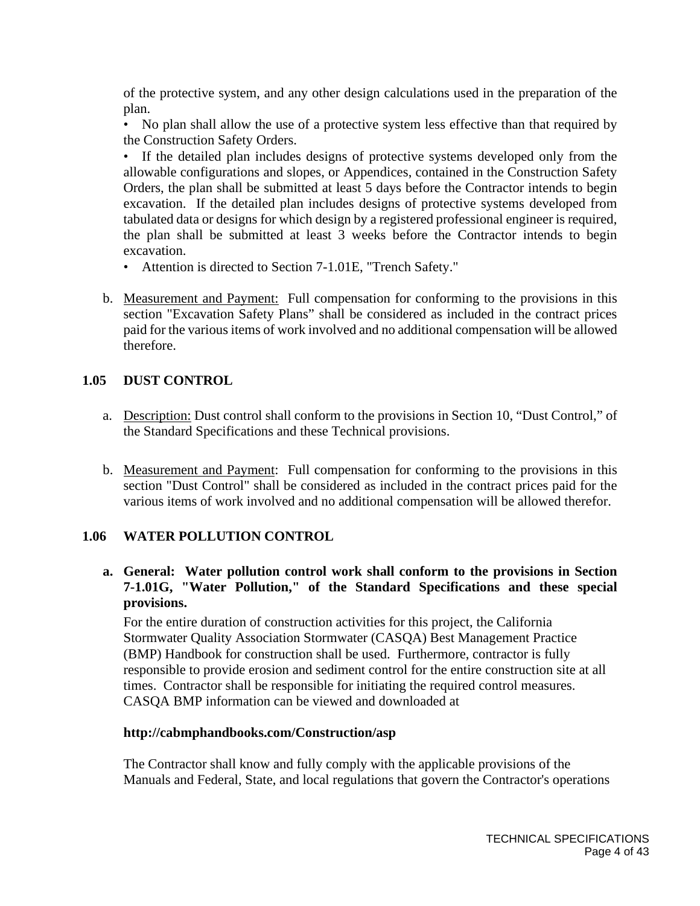of the protective system, and any other design calculations used in the preparation of the plan.

• No plan shall allow the use of a protective system less effective than that required by the Construction Safety Orders.

• If the detailed plan includes designs of protective systems developed only from the allowable configurations and slopes, or Appendices, contained in the Construction Safety Orders, the plan shall be submitted at least 5 days before the Contractor intends to begin excavation. If the detailed plan includes designs of protective systems developed from tabulated data or designs for which design by a registered professional engineer is required, the plan shall be submitted at least 3 weeks before the Contractor intends to begin excavation.

• Attention is directed to Section 7-1.01E, "Trench Safety."

b. Measurement and Payment: Full compensation for conforming to the provisions in this section "Excavation Safety Plans" shall be considered as included in the contract prices paid for the various items of work involved and no additional compensation will be allowed therefore.

## 1.05 DUST CONTROL

a. Description: Dust control shall conform to the provisions in Section 10, "Dust Control," of the Standard Specifications and these Technical provisions.

b. Measurement and Payment: Full compensation for conforming to the provisions in this section "Dust Control" shall be considered as included in the contract prices paid for the various items of work involved and no additional compensation will be allowed therefor.

## 1.06 WATER POLLUTION CONTROL

**a. General: Water pollution control work shall conform to the provisions in Section 7-1.01G, "Water Pollution," of the Standard Specifications and these special provisions.**

For the entire duration of construction activities for this project, the California Stormwater Quality Association Stormwater (CASQA) Best Management Practice (BMP) Handbook for construction shall be used. Furthermore, contractor is fully responsible to provide erosion and sediment control for the entire construction site at all times. Contractor shall be responsible for initiating the required control measures. CASQA BMP information can be viewed and downloaded at

**http://cabmphandbooks.com/Construction/asp**

The Contractor shall know and fully comply with the applicable provisions of the Manuals and Federal, State, and local regulations that govern the Contractor's operations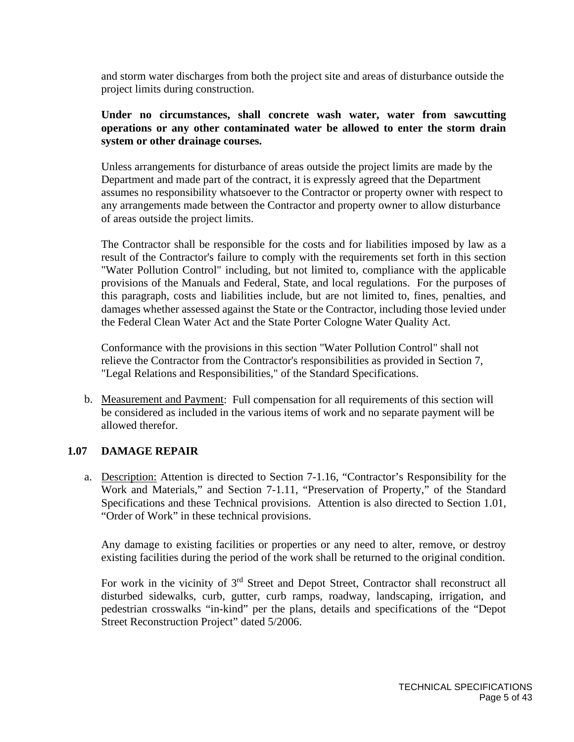and storm water discharges from both the project site and areas of disturbance outside the project limits during construction.

**Under no circumstances, shall concrete wash water, water from sawcutting operations or any other contaminated water be allowed to enter the storm drain system or other drainage courses.**

Unless arrangements for disturbance of areas outside the project limits are made by the Department and made part of the contract, it is expressly agreed that the Department assumes no responsibility whatsoever to the Contractor or property owner with respect to any arrangements made between the Contractor and property owner to allow disturbance of areas outside the project limits.

The Contractor shall be responsible for the costs and for liabilities imposed by law as a result of the Contractor's failure to comply with the requirements set forth in this section "Water Pollution Control" including, but not limited to, compliance with the applicable provisions of the Manuals and Federal, State, and local regulations. For the purposes of this paragraph, costs and liabilities include, but are not limited to, fines, penalties, and damages whether assessed against the State or the Contractor, including those levied under the Federal Clean Water Act and the State Porter Cologne Water Quality Act.

Conformance with the provisions in this section "Water Pollution Control" shall not relieve the Contractor from the Contractor's responsibilities as provided in Section 7, "Legal Relations and Responsibilities," of the Standard Specifications.

b. Measurement and Payment: Full compensation for all requirements of this section will be considered as included in the various items of work and no separate payment will be allowed therefor.

## 1.07 DAMAGE REPAIR

a. Description: Attention is directed to Section 7-1.16, "Contractor's Responsibility for the Work and Materials," and Section 7-1.11, "Preservation of Property," of the Standard Specifications and these Technical provisions. Attention is also directed to Section 1.01, "Order of Work" in these technical provisions.

Any damage to existing facilities or properties or any need to alter, remove, or destroy existing facilities during the period of the work shall be returned to the original condition.

For work in the vicinity of 3rd Street and Depot Street, Contractor shall reconstruct all disturbed sidewalks, curb, gutter, curb ramps, roadway, landscaping, irrigation, and pedestrian crosswalks "in-kind" per the plans, details and specifications of the "Depot Street Reconstruction Project" dated 5/2006.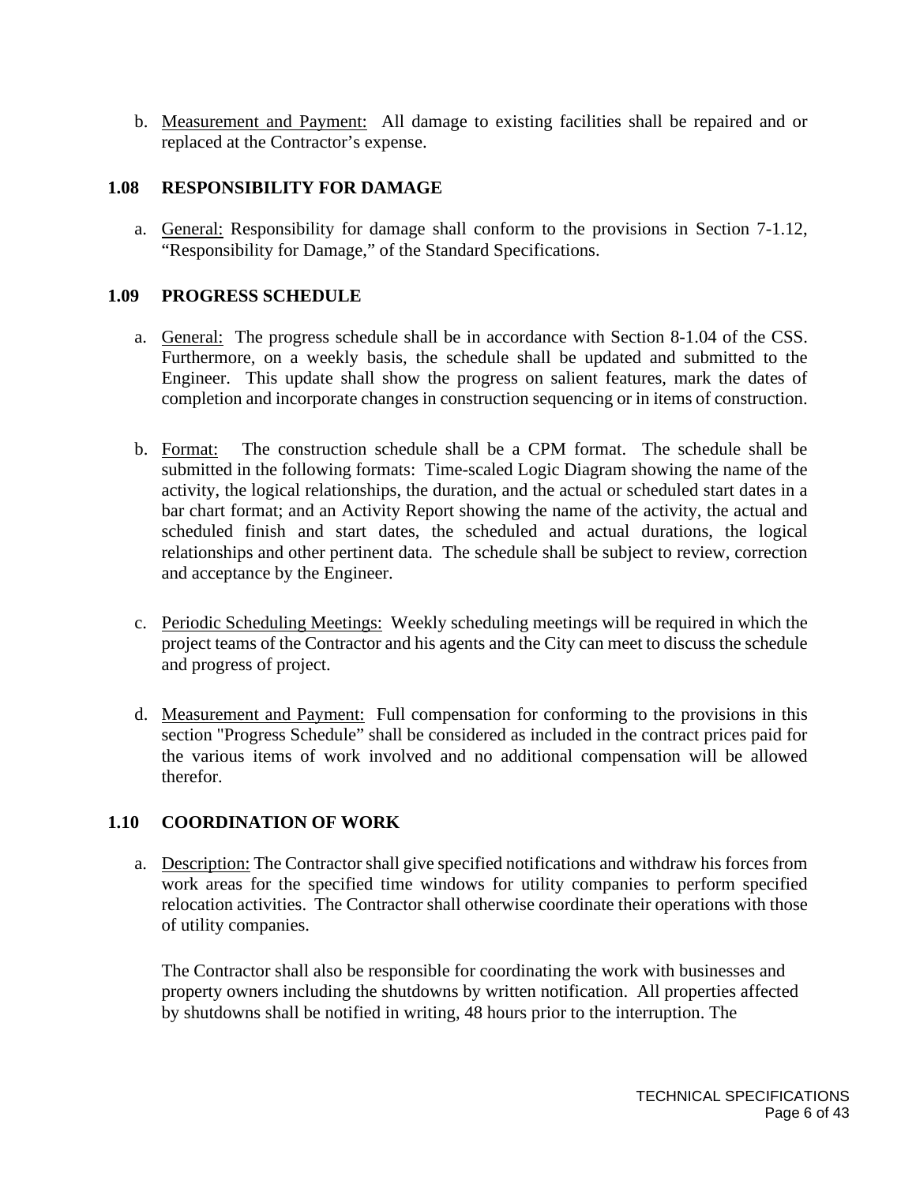b. Measurement and Payment: All damage to existing facilities shall be repaired and or replaced at the Contractor's expense.

## 1.08 RESPONSIBILITY FOR DAMAGE

a. General: Responsibility for damage shall conform to the provisions in Section 7-1.12, "Responsibility for Damage," of the Standard Specifications.

## 1.09 PROGRESS SCHEDULE

a. General: The progress schedule shall be in accordance with Section 8-1.04 of the CSS. Furthermore, on a weekly basis, the schedule shall be updated and submitted to the Engineer. This update shall show the progress on salient features, mark the dates of completion and incorporate changes in construction sequencing or in items of construction.

b. Format: The construction schedule shall be a CPM format. The schedule shall be submitted in the following formats: Time-scaled Logic Diagram showing the name of the activity, the logical relationships, the duration, and the actual or scheduled start dates in a bar chart format; and an Activity Report showing the name of the activity, the actual and scheduled finish and start dates, the scheduled and actual durations, the logical relationships and other pertinent data. The schedule shall be subject to review, correction and acceptance by the Engineer.

c. Periodic Scheduling Meetings: Weekly scheduling meetings will be required in which the project teams of the Contractor and his agents and the City can meet to discuss the schedule and progress of project.

d. Measurement and Payment: Full compensation for conforming to the provisions in this section "Progress Schedule" shall be considered as included in the contract prices paid for the various items of work involved and no additional compensation will be allowed therefor.

## 1.10 COORDINATION OF WORK

a. Description: The Contractor shall give specified notifications and withdraw his forces from work areas for the specified time windows for utility companies to perform specified relocation activities. The Contractor shall otherwise coordinate their operations with those of utility companies.

The Contractor shall also be responsible for coordinating the work with businesses and property owners including the shutdowns by written notification. All properties affected by shutdowns shall be notified in writing, 48 hours prior to the interruption. The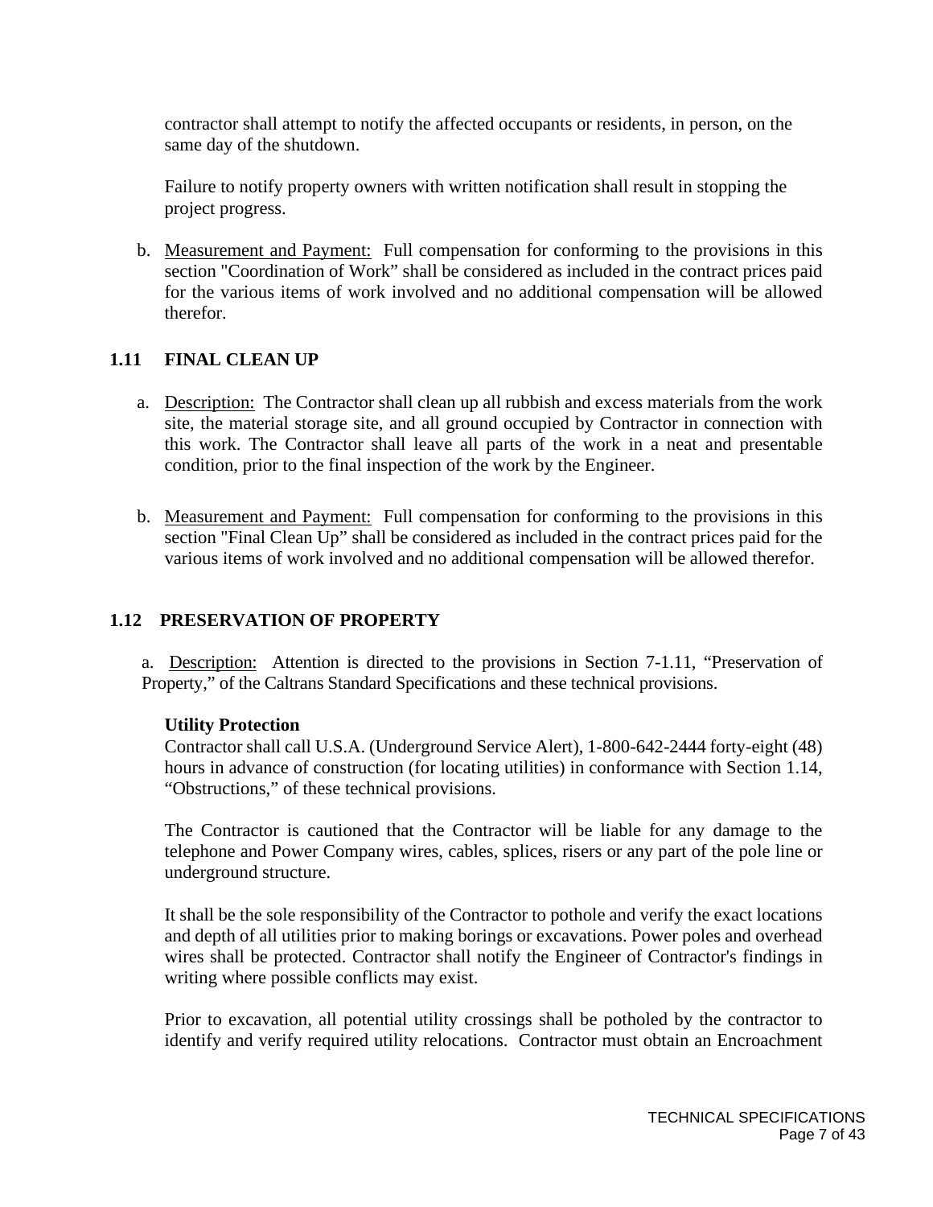contractor shall attempt to notify the affected occupants or residents, in person, on the same day of the shutdown.

Failure to notify property owners with written notification shall result in stopping the project progress.

b. Measurement and Payment: Full compensation for conforming to the provisions in this section "Coordination of Work" shall be considered as included in the contract prices paid for the various items of work involved and no additional compensation will be allowed therefor.

## 1.11 FINAL CLEAN UP

a. Description: The Contractor shall clean up all rubbish and excess materials from the work site, the material storage site, and all ground occupied by Contractor in connection with this work. The Contractor shall leave all parts of the work in a neat and presentable condition, prior to the final inspection of the work by the Engineer.

b. Measurement and Payment: Full compensation for conforming to the provisions in this section "Final Clean Up" shall be considered as included in the contract prices paid for the various items of work involved and no additional compensation will be allowed therefor.

## 1.12 PRESERVATION OF PROPERTY

a. Description: Attention is directed to the provisions in Section 7-1.11, "Preservation of Property," of the Caltrans Standard Specifications and these technical provisions.

**Utility Protection**

Contractor shall call U.S.A. (Underground Service Alert), 1-800-642-2444 forty-eight (48) hours in advance of construction (for locating utilities) in conformance with Section 1.14, "Obstructions," of these technical provisions.

The Contractor is cautioned that the Contractor will be liable for any damage to the telephone and Power Company wires, cables, splices, risers or any part of the pole line or underground structure.

It shall be the sole responsibility of the Contractor to pothole and verify the exact locations and depth of all utilities prior to making borings or excavations. Power poles and overhead wires shall be protected. Contractor shall notify the Engineer of Contractor's findings in writing where possible conflicts may exist.

Prior to excavation, all potential utility crossings shall be potholed by the contractor to identify and verify required utility relocations. Contractor must obtain an Encroachment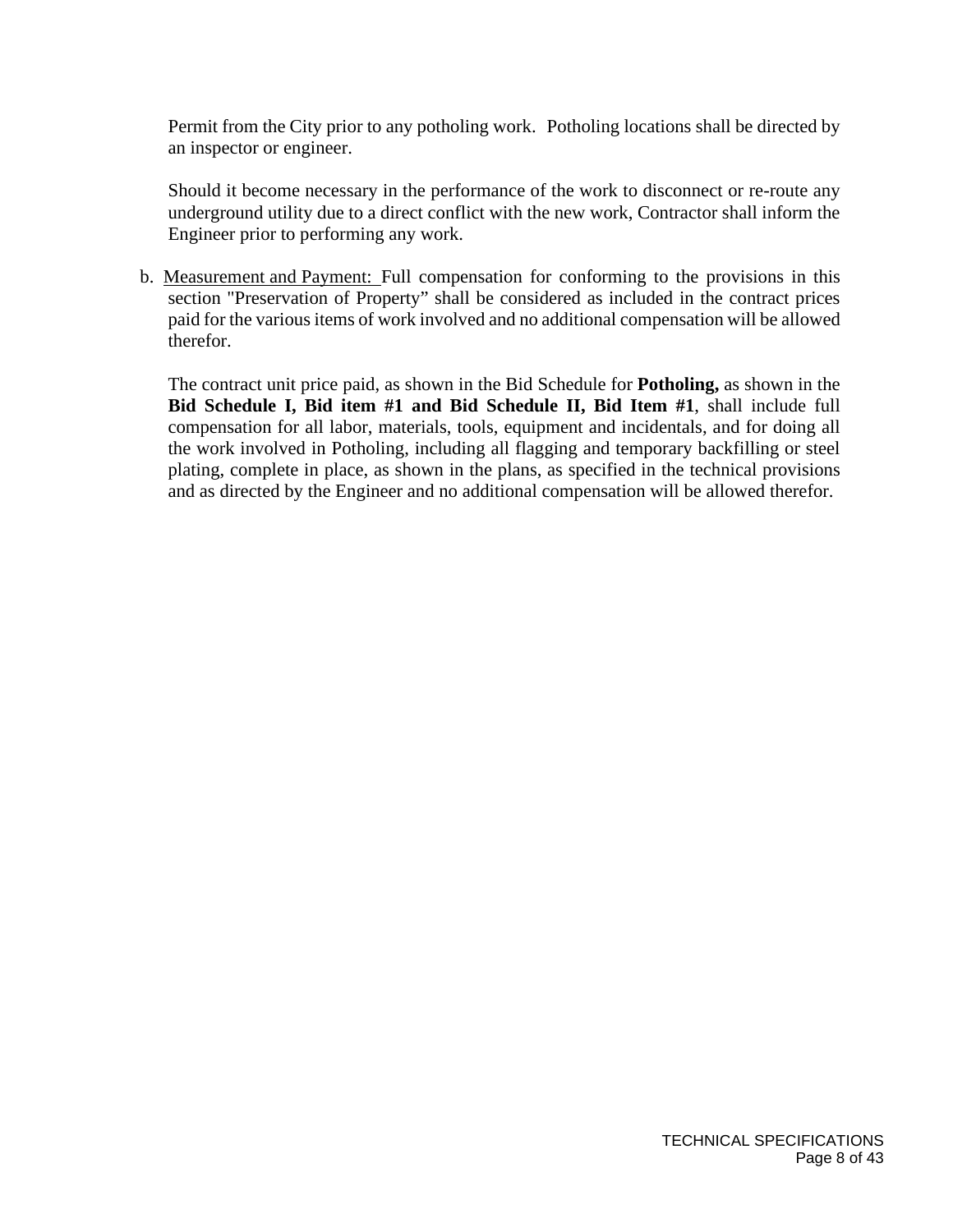Permit from the City prior to any potholing work. Potholing locations shall be directed by an inspector or engineer.

Should it become necessary in the performance of the work to disconnect or re-route any underground utility due to a direct conflict with the new work, Contractor shall inform the Engineer prior to performing any work.

b. Measurement and Payment: Full compensation for conforming to the provisions in this section "Preservation of Property" shall be considered as included in the contract prices paid for the various items of work involved and no additional compensation will be allowed therefor.

The contract unit price paid, as shown in the Bid Schedule for **Potholing,** as shown in the **Bid Schedule I, Bid item #1 and Bid Schedule II, Bid Item #1**, shall include full compensation for all labor, materials, tools, equipment and incidentals, and for doing all the work involved in Potholing, including all flagging and temporary backfilling or steel plating, complete in place, as shown in the plans, as specified in the technical provisions and as directed by the Engineer and no additional compensation will be allowed therefor.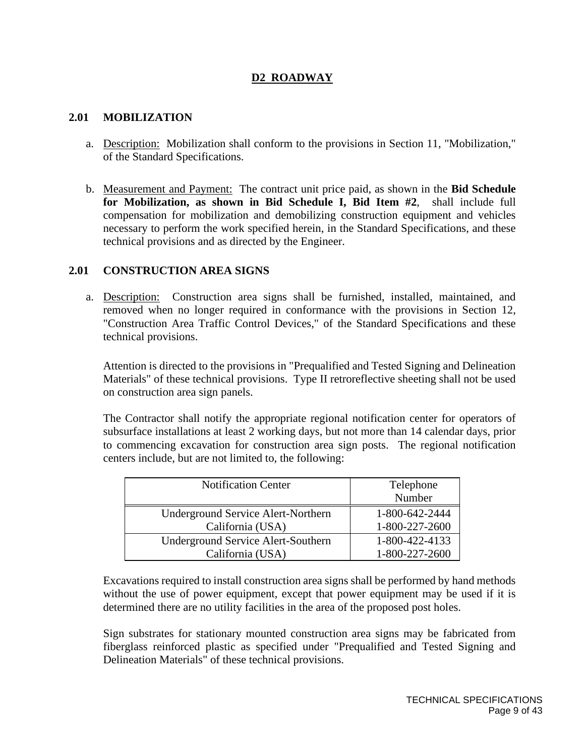# D2 ROADWAY

## 2.01 MOBILIZATION

a. Description: Mobilization shall conform to the provisions in Section 11, "Mobilization," of the Standard Specifications.

b. Measurement and Payment: The contract unit price paid, as shown in the **Bid Schedule for Mobilization, as shown in Bid Schedule I, Bid Item #2**, shall include full compensation for mobilization and demobilizing construction equipment and vehicles necessary to perform the work specified herein, in the Standard Specifications, and these technical provisions and as directed by the Engineer.

## 2.01 CONSTRUCTION AREA SIGNS

a. Description: Construction area signs shall be furnished, installed, maintained, and removed when no longer required in conformance with the provisions in Section 12, "Construction Area Traffic Control Devices," of the Standard Specifications and these technical provisions.

Attention is directed to the provisions in "Prequalified and Tested Signing and Delineation Materials" of these technical provisions. Type II retroreflective sheeting shall not be used on construction area sign panels.

The Contractor shall notify the appropriate regional notification center for operators of subsurface installations at least 2 working days, but not more than 14 calendar days, prior to commencing excavation for construction area sign posts. The regional notification centers include, but are not limited to, the following:

| Notification Center | Telephone Number |
|---|---|
| Underground Service Alert-Northern California (USA) | 1-800-642-2444<br>1-800-227-2600 |
| Underground Service Alert-Southern California (USA) | 1-800-422-4133<br>1-800-227-2600 |

Excavations required to install construction area signs shall be performed by hand methods without the use of power equipment, except that power equipment may be used if it is determined there are no utility facilities in the area of the proposed post holes.

Sign substrates for stationary mounted construction area signs may be fabricated from fiberglass reinforced plastic as specified under "Prequalified and Tested Signing and Delineation Materials" of these technical provisions.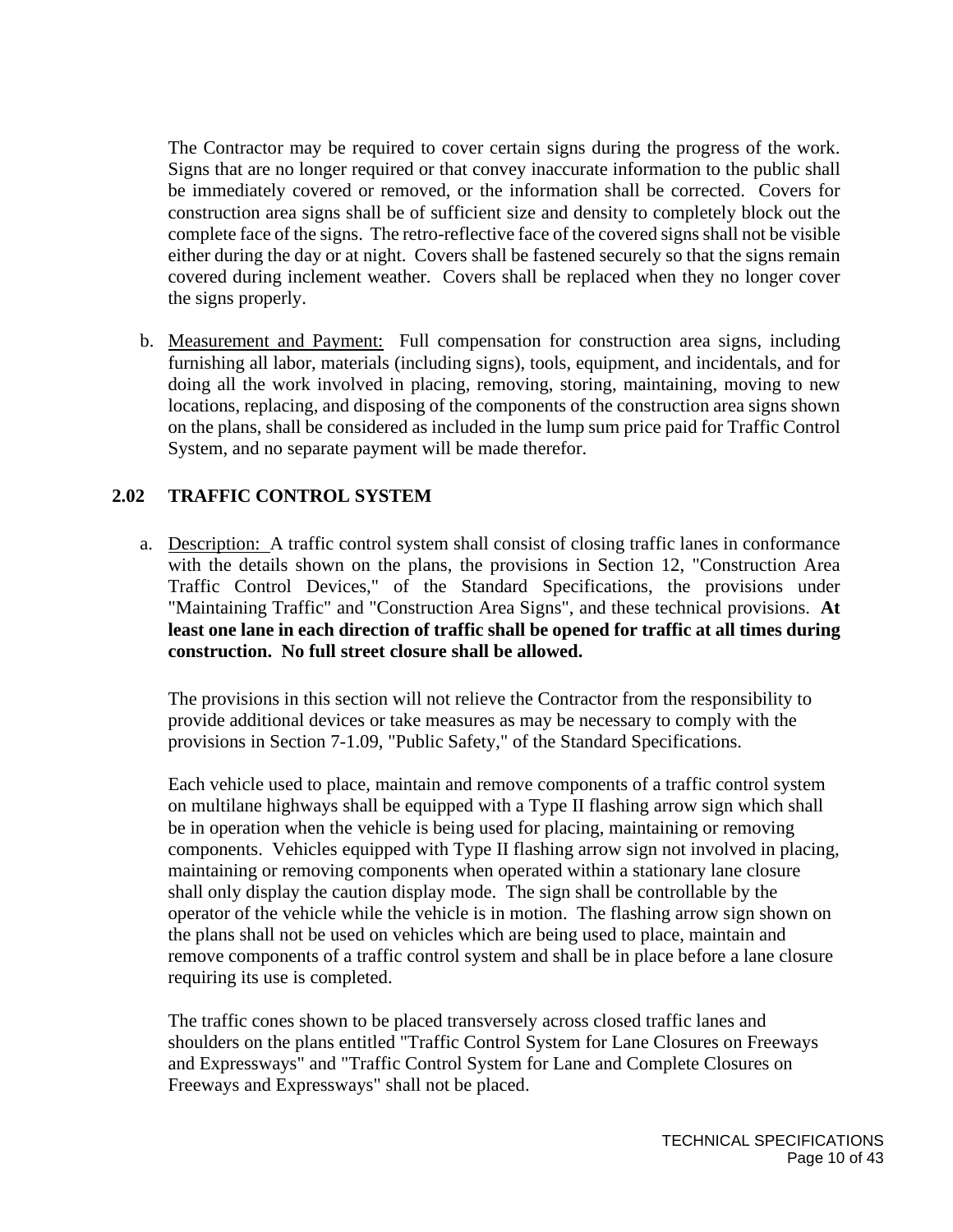The Contractor may be required to cover certain signs during the progress of the work. Signs that are no longer required or that convey inaccurate information to the public shall be immediately covered or removed, or the information shall be corrected. Covers for construction area signs shall be of sufficient size and density to completely block out the complete face of the signs. The retro-reflective face of the covered signs shall not be visible either during the day or at night. Covers shall be fastened securely so that the signs remain covered during inclement weather. Covers shall be replaced when they no longer cover the signs properly.

b. Measurement and Payment: Full compensation for construction area signs, including furnishing all labor, materials (including signs), tools, equipment, and incidentals, and for doing all the work involved in placing, removing, storing, maintaining, moving to new locations, replacing, and disposing of the components of the construction area signs shown on the plans, shall be considered as included in the lump sum price paid for Traffic Control System, and no separate payment will be made therefor.

## 2.02 TRAFFIC CONTROL SYSTEM

a. Description: A traffic control system shall consist of closing traffic lanes in conformance with the details shown on the plans, the provisions in Section 12, "Construction Area Traffic Control Devices," of the Standard Specifications, the provisions under "Maintaining Traffic" and "Construction Area Signs", and these technical provisions. **At least one lane in each direction of traffic shall be opened for traffic at all times during construction. No full street closure shall be allowed.**

The provisions in this section will not relieve the Contractor from the responsibility to provide additional devices or take measures as may be necessary to comply with the provisions in Section 7-1.09, "Public Safety," of the Standard Specifications.

Each vehicle used to place, maintain and remove components of a traffic control system on multilane highways shall be equipped with a Type II flashing arrow sign which shall be in operation when the vehicle is being used for placing, maintaining or removing components. Vehicles equipped with Type II flashing arrow sign not involved in placing, maintaining or removing components when operated within a stationary lane closure shall only display the caution display mode. The sign shall be controllable by the operator of the vehicle while the vehicle is in motion. The flashing arrow sign shown on the plans shall not be used on vehicles which are being used to place, maintain and remove components of a traffic control system and shall be in place before a lane closure requiring its use is completed.

The traffic cones shown to be placed transversely across closed traffic lanes and shoulders on the plans entitled "Traffic Control System for Lane Closures on Freeways and Expressways" and "Traffic Control System for Lane and Complete Closures on Freeways and Expressways" shall not be placed.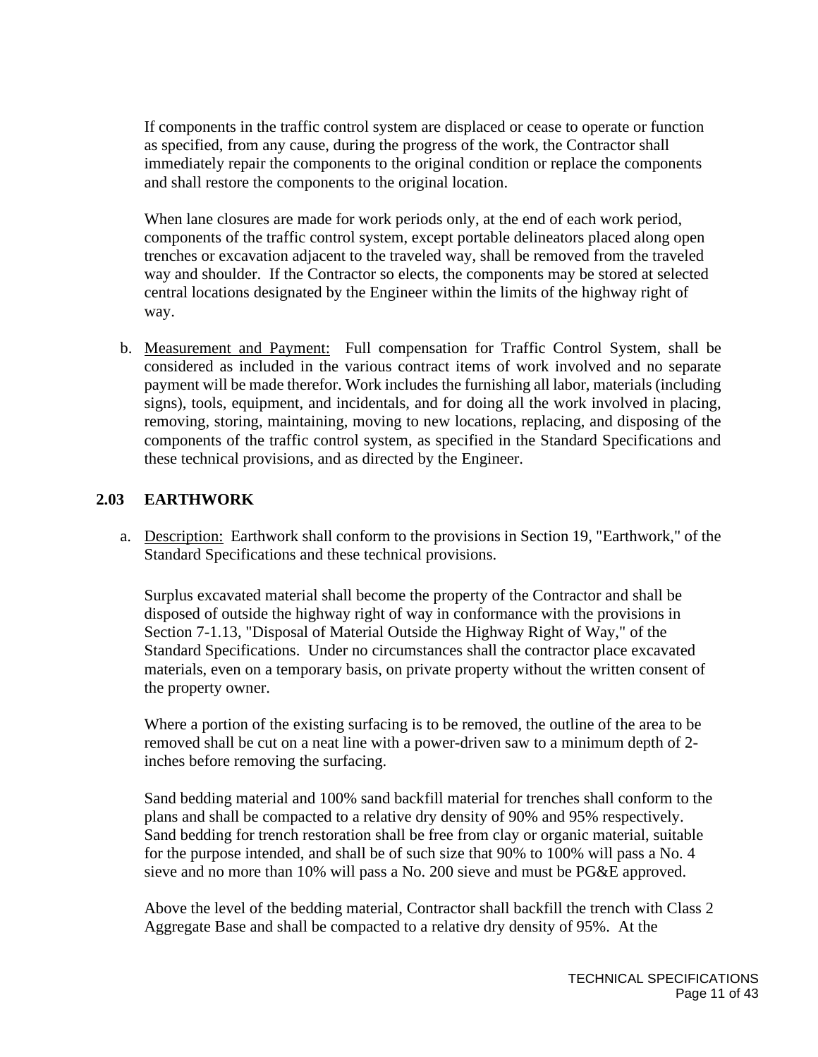If components in the traffic control system are displaced or cease to operate or function as specified, from any cause, during the progress of the work, the Contractor shall immediately repair the components to the original condition or replace the components and shall restore the components to the original location.

When lane closures are made for work periods only, at the end of each work period, components of the traffic control system, except portable delineators placed along open trenches or excavation adjacent to the traveled way, shall be removed from the traveled way and shoulder. If the Contractor so elects, the components may be stored at selected central locations designated by the Engineer within the limits of the highway right of way.

b. Measurement and Payment: Full compensation for Traffic Control System, shall be considered as included in the various contract items of work involved and no separate payment will be made therefor. Work includes the furnishing all labor, materials (including signs), tools, equipment, and incidentals, and for doing all the work involved in placing, removing, storing, maintaining, moving to new locations, replacing, and disposing of the components of the traffic control system, as specified in the Standard Specifications and these technical provisions, and as directed by the Engineer.

## 2.03 EARTHWORK

a. Description: Earthwork shall conform to the provisions in Section 19, "Earthwork," of the Standard Specifications and these technical provisions.

Surplus excavated material shall become the property of the Contractor and shall be disposed of outside the highway right of way in conformance with the provisions in Section 7-1.13, "Disposal of Material Outside the Highway Right of Way," of the Standard Specifications. Under no circumstances shall the contractor place excavated materials, even on a temporary basis, on private property without the written consent of the property owner.

Where a portion of the existing surfacing is to be removed, the outline of the area to be removed shall be cut on a neat line with a power-driven saw to a minimum depth of 2-inches before removing the surfacing.

Sand bedding material and 100% sand backfill material for trenches shall conform to the plans and shall be compacted to a relative dry density of 90% and 95% respectively. Sand bedding for trench restoration shall be free from clay or organic material, suitable for the purpose intended, and shall be of such size that 90% to 100% will pass a No. 4 sieve and no more than 10% will pass a No. 200 sieve and must be PG&E approved.

Above the level of the bedding material, Contractor shall backfill the trench with Class 2 Aggregate Base and shall be compacted to a relative dry density of 95%. At the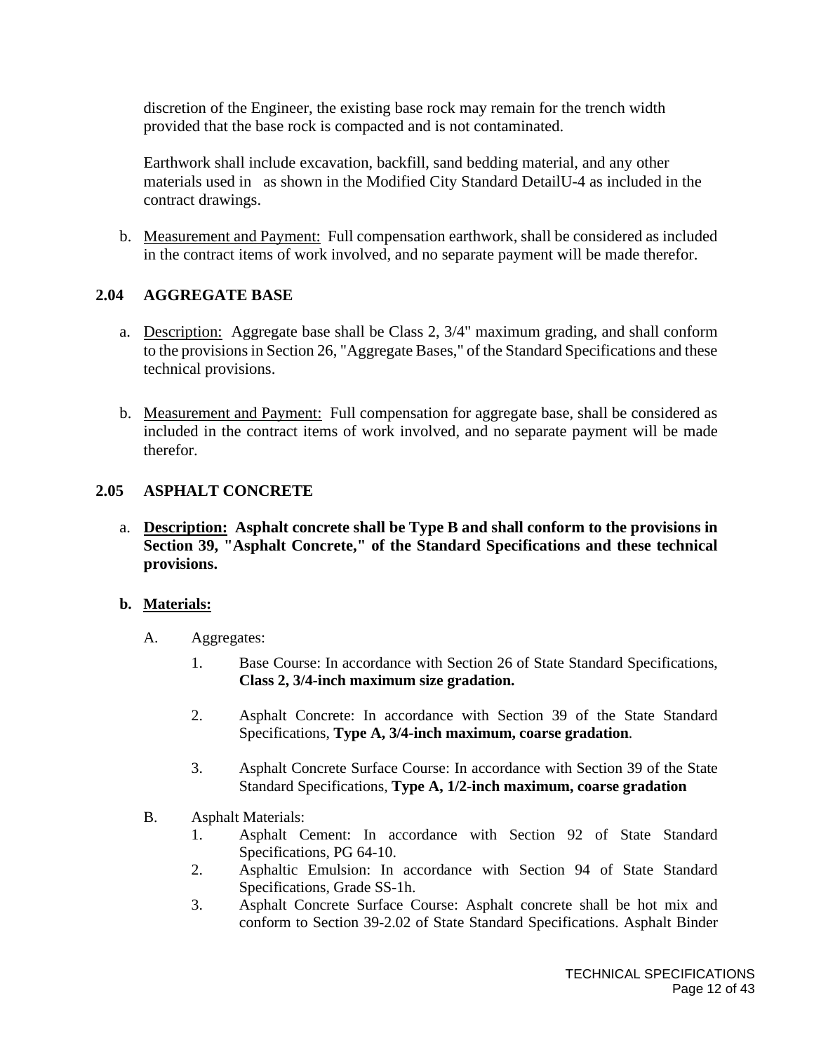discretion of the Engineer, the existing base rock may remain for the trench width provided that the base rock is compacted and is not contaminated.

Earthwork shall include excavation, backfill, sand bedding material, and any other materials used in as shown in the Modified City Standard DetailU-4 as included in the contract drawings.

b. Measurement and Payment: Full compensation earthwork, shall be considered as included in the contract items of work involved, and no separate payment will be made therefor.

### 2.04 AGGREGATE BASE

a. Description: Aggregate base shall be Class 2, 3/4" maximum grading, and shall conform to the provisions in Section 26, "Aggregate Bases," of the Standard Specifications and these technical provisions.

b. Measurement and Payment: Full compensation for aggregate base, shall be considered as included in the contract items of work involved, and no separate payment will be made therefor.

### 2.05 ASPHALT CONCRETE

a. **Description: Asphalt concrete shall be Type B and shall conform to the provisions in Section 39, "Asphalt Concrete," of the Standard Specifications and these technical provisions.**

b. **Materials:**

A. Aggregates:

1. Base Course: In accordance with Section 26 of State Standard Specifications, **Class 2, 3/4-inch maximum size gradation.**

2. Asphalt Concrete: In accordance with Section 39 of the State Standard Specifications, **Type A, 3/4-inch maximum, coarse gradation**.

3. Asphalt Concrete Surface Course: In accordance with Section 39 of the State Standard Specifications, **Type A, 1/2-inch maximum, coarse gradation**

B. Asphalt Materials:

1. Asphalt Cement: In accordance with Section 92 of State Standard Specifications, PG 64-10.
2. Asphaltic Emulsion: In accordance with Section 94 of State Standard Specifications, Grade SS-1h.
3. Asphalt Concrete Surface Course: Asphalt concrete shall be hot mix and conform to Section 39-2.02 of State Standard Specifications. Asphalt Binder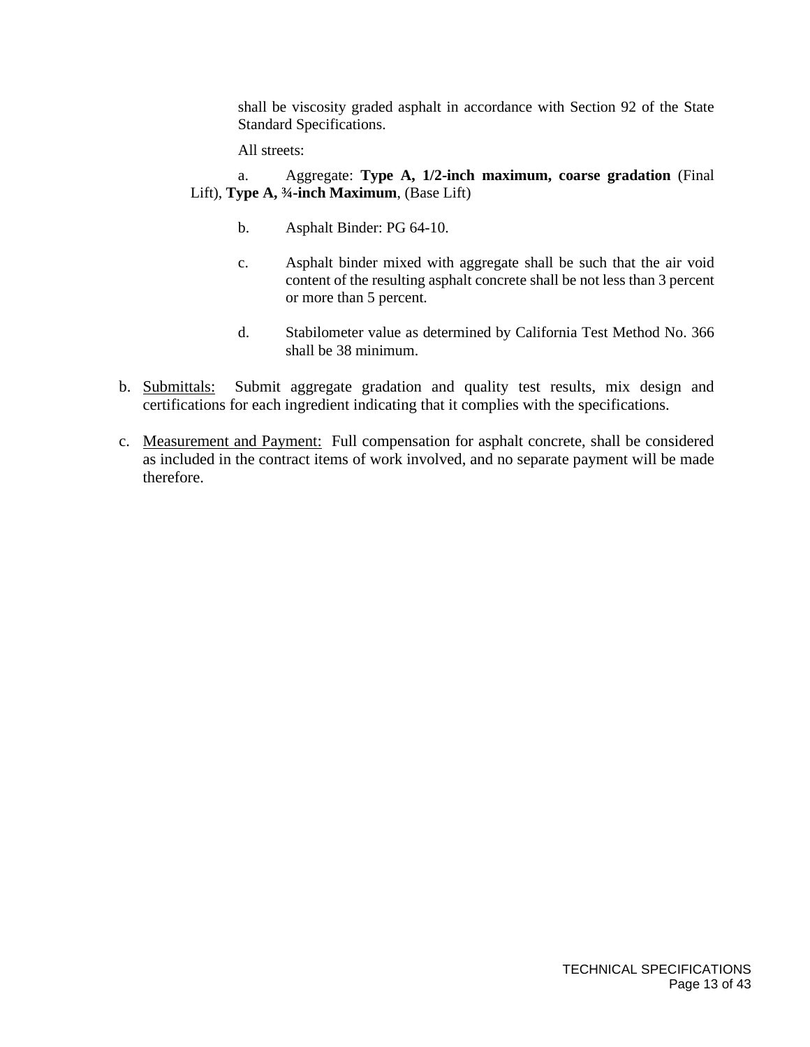shall be viscosity graded asphalt in accordance with Section 92 of the State Standard Specifications.

All streets:

a. Aggregate: **Type A, 1/2-inch maximum, coarse gradation** (Final Lift), **Type A, ¾-inch Maximum**, (Base Lift)

b. Asphalt Binder: PG 64-10.

c. Asphalt binder mixed with aggregate shall be such that the air void content of the resulting asphalt concrete shall be not less than 3 percent or more than 5 percent.

d. Stabilometer value as determined by California Test Method No. 366 shall be 38 minimum.

b. <u>Submittals:</u> Submit aggregate gradation and quality test results, mix design and certifications for each ingredient indicating that it complies with the specifications.

c. <u>Measurement and Payment:</u> Full compensation for asphalt concrete, shall be considered as included in the contract items of work involved, and no separate payment will be made therefore.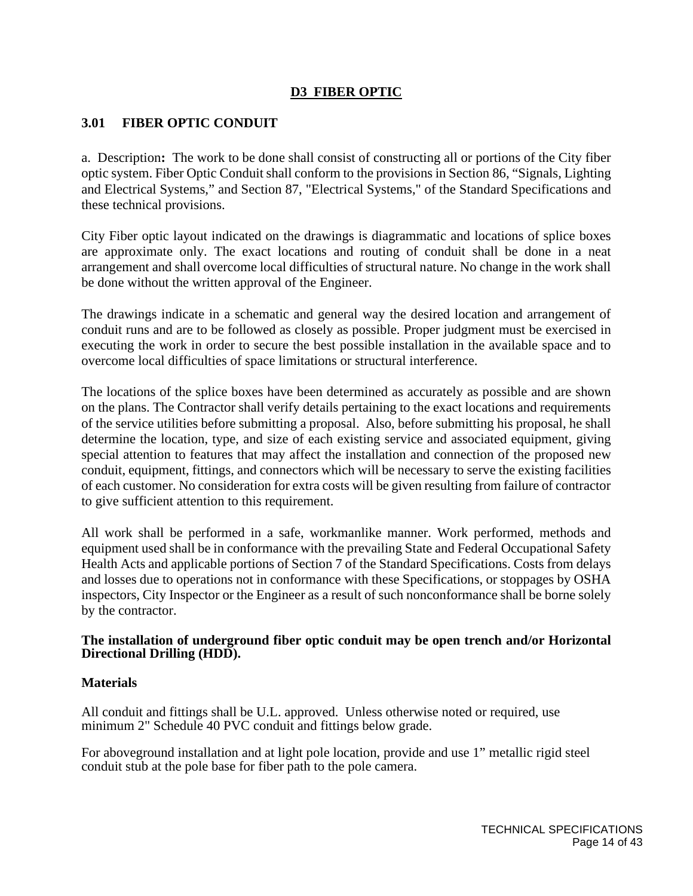## D3 FIBER OPTIC

### 3.01 FIBER OPTIC CONDUIT

a. Description**:** The work to be done shall consist of constructing all or portions of the City fiber optic system. Fiber Optic Conduit shall conform to the provisions in Section 86, "Signals, Lighting and Electrical Systems," and Section 87, "Electrical Systems," of the Standard Specifications and these technical provisions.

City Fiber optic layout indicated on the drawings is diagrammatic and locations of splice boxes are approximate only. The exact locations and routing of conduit shall be done in a neat arrangement and shall overcome local difficulties of structural nature. No change in the work shall be done without the written approval of the Engineer.

The drawings indicate in a schematic and general way the desired location and arrangement of conduit runs and are to be followed as closely as possible. Proper judgment must be exercised in executing the work in order to secure the best possible installation in the available space and to overcome local difficulties of space limitations or structural interference.

The locations of the splice boxes have been determined as accurately as possible and are shown on the plans. The Contractor shall verify details pertaining to the exact locations and requirements of the service utilities before submitting a proposal. Also, before submitting his proposal, he shall determine the location, type, and size of each existing service and associated equipment, giving special attention to features that may affect the installation and connection of the proposed new conduit, equipment, fittings, and connectors which will be necessary to serve the existing facilities of each customer. No consideration for extra costs will be given resulting from failure of contractor to give sufficient attention to this requirement.

All work shall be performed in a safe, workmanlike manner. Work performed, methods and equipment used shall be in conformance with the prevailing State and Federal Occupational Safety Health Acts and applicable portions of Section 7 of the Standard Specifications. Costs from delays and losses due to operations not in conformance with these Specifications, or stoppages by OSHA inspectors, City Inspector or the Engineer as a result of such nonconformance shall be borne solely by the contractor.

**The installation of underground fiber optic conduit may be open trench and/or Horizontal Directional Drilling (HDD).**

**Materials**

All conduit and fittings shall be U.L. approved. Unless otherwise noted or required, use minimum 2" Schedule 40 PVC conduit and fittings below grade.

For aboveground installation and at light pole location, provide and use 1" metallic rigid steel conduit stub at the pole base for fiber path to the pole camera.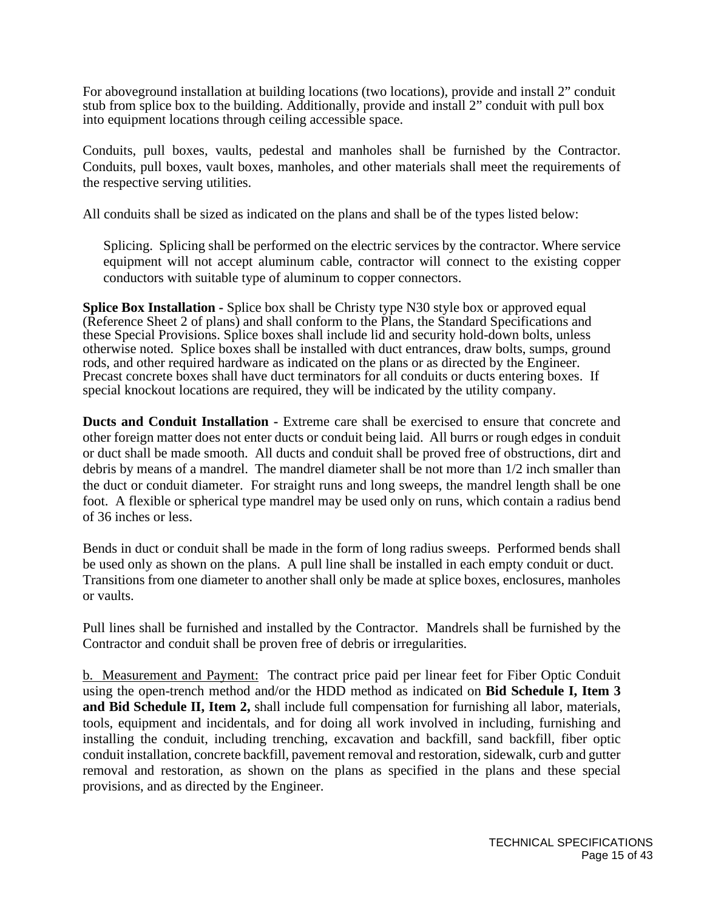For aboveground installation at building locations (two locations), provide and install 2” conduit stub from splice box to the building. Additionally, provide and install 2” conduit with pull box into equipment locations through ceiling accessible space.

Conduits, pull boxes, vaults, pedestal and manholes shall be furnished by the Contractor. Conduits, pull boxes, vault boxes, manholes, and other materials shall meet the requirements of the respective serving utilities.

All conduits shall be sized as indicated on the plans and shall be of the types listed below:

> Splicing. Splicing shall be performed on the electric services by the contractor. Where service equipment will not accept aluminum cable, contractor will connect to the existing copper conductors with suitable type of aluminum to copper connectors.

**Splice Box Installation -** Splice box shall be Christy type N30 style box or approved equal (Reference Sheet 2 of plans) and shall conform to the Plans, the Standard Specifications and these Special Provisions. Splice boxes shall include lid and security hold-down bolts, unless otherwise noted. Splice boxes shall be installed with duct entrances, draw bolts, sumps, ground rods, and other required hardware as indicated on the plans or as directed by the Engineer. Precast concrete boxes shall have duct terminators for all conduits or ducts entering boxes. If special knockout locations are required, they will be indicated by the utility company.

**Ducts and Conduit Installation -** Extreme care shall be exercised to ensure that concrete and other foreign matter does not enter ducts or conduit being laid. All burrs or rough edges in conduit or duct shall be made smooth. All ducts and conduit shall be proved free of obstructions, dirt and debris by means of a mandrel. The mandrel diameter shall be not more than 1/2 inch smaller than the duct or conduit diameter. For straight runs and long sweeps, the mandrel length shall be one foot. A flexible or spherical type mandrel may be used only on runs, which contain a radius bend of 36 inches or less.

Bends in duct or conduit shall be made in the form of long radius sweeps. Performed bends shall be used only as shown on the plans. A pull line shall be installed in each empty conduit or duct. Transitions from one diameter to another shall only be made at splice boxes, enclosures, manholes or vaults.

Pull lines shall be furnished and installed by the Contractor. Mandrels shall be furnished by the Contractor and conduit shall be proven free of debris or irregularities.

<u>b. Measurement and Payment:</u> The contract price paid per linear feet for Fiber Optic Conduit using the open-trench method and/or the HDD method as indicated on **Bid Schedule I, Item 3 and Bid Schedule II, Item 2,** shall include full compensation for furnishing all labor, materials, tools, equipment and incidentals, and for doing all work involved in including, furnishing and installing the conduit, including trenching, excavation and backfill, sand backfill, fiber optic conduit installation, concrete backfill, pavement removal and restoration, sidewalk, curb and gutter removal and restoration, as shown on the plans as specified in the plans and these special provisions, and as directed by the Engineer.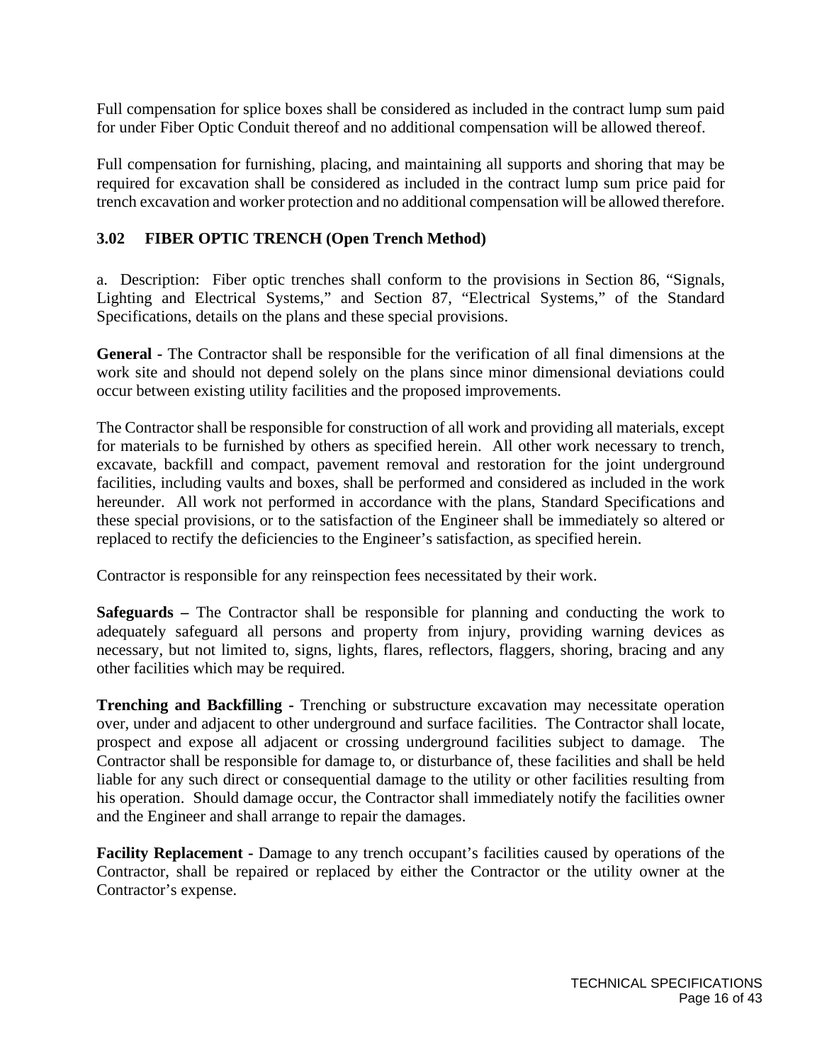Full compensation for splice boxes shall be considered as included in the contract lump sum paid for under Fiber Optic Conduit thereof and no additional compensation will be allowed thereof.

Full compensation for furnishing, placing, and maintaining all supports and shoring that may be required for excavation shall be considered as included in the contract lump sum price paid for trench excavation and worker protection and no additional compensation will be allowed therefore.

### 3.02 FIBER OPTIC TRENCH (Open Trench Method)

a. Description: Fiber optic trenches shall conform to the provisions in Section 86, "Signals, Lighting and Electrical Systems," and Section 87, "Electrical Systems," of the Standard Specifications, details on the plans and these special provisions.

**General -** The Contractor shall be responsible for the verification of all final dimensions at the work site and should not depend solely on the plans since minor dimensional deviations could occur between existing utility facilities and the proposed improvements.

The Contractor shall be responsible for construction of all work and providing all materials, except for materials to be furnished by others as specified herein. All other work necessary to trench, excavate, backfill and compact, pavement removal and restoration for the joint underground facilities, including vaults and boxes, shall be performed and considered as included in the work hereunder. All work not performed in accordance with the plans, Standard Specifications and these special provisions, or to the satisfaction of the Engineer shall be immediately so altered or replaced to rectify the deficiencies to the Engineer's satisfaction, as specified herein.

Contractor is responsible for any reinspection fees necessitated by their work.

**Safeguards –** The Contractor shall be responsible for planning and conducting the work to adequately safeguard all persons and property from injury, providing warning devices as necessary, but not limited to, signs, lights, flares, reflectors, flaggers, shoring, bracing and any other facilities which may be required.

**Trenching and Backfilling -** Trenching or substructure excavation may necessitate operation over, under and adjacent to other underground and surface facilities. The Contractor shall locate, prospect and expose all adjacent or crossing underground facilities subject to damage. The Contractor shall be responsible for damage to, or disturbance of, these facilities and shall be held liable for any such direct or consequential damage to the utility or other facilities resulting from his operation. Should damage occur, the Contractor shall immediately notify the facilities owner and the Engineer and shall arrange to repair the damages.

**Facility Replacement -** Damage to any trench occupant's facilities caused by operations of the Contractor, shall be repaired or replaced by either the Contractor or the utility owner at the Contractor's expense.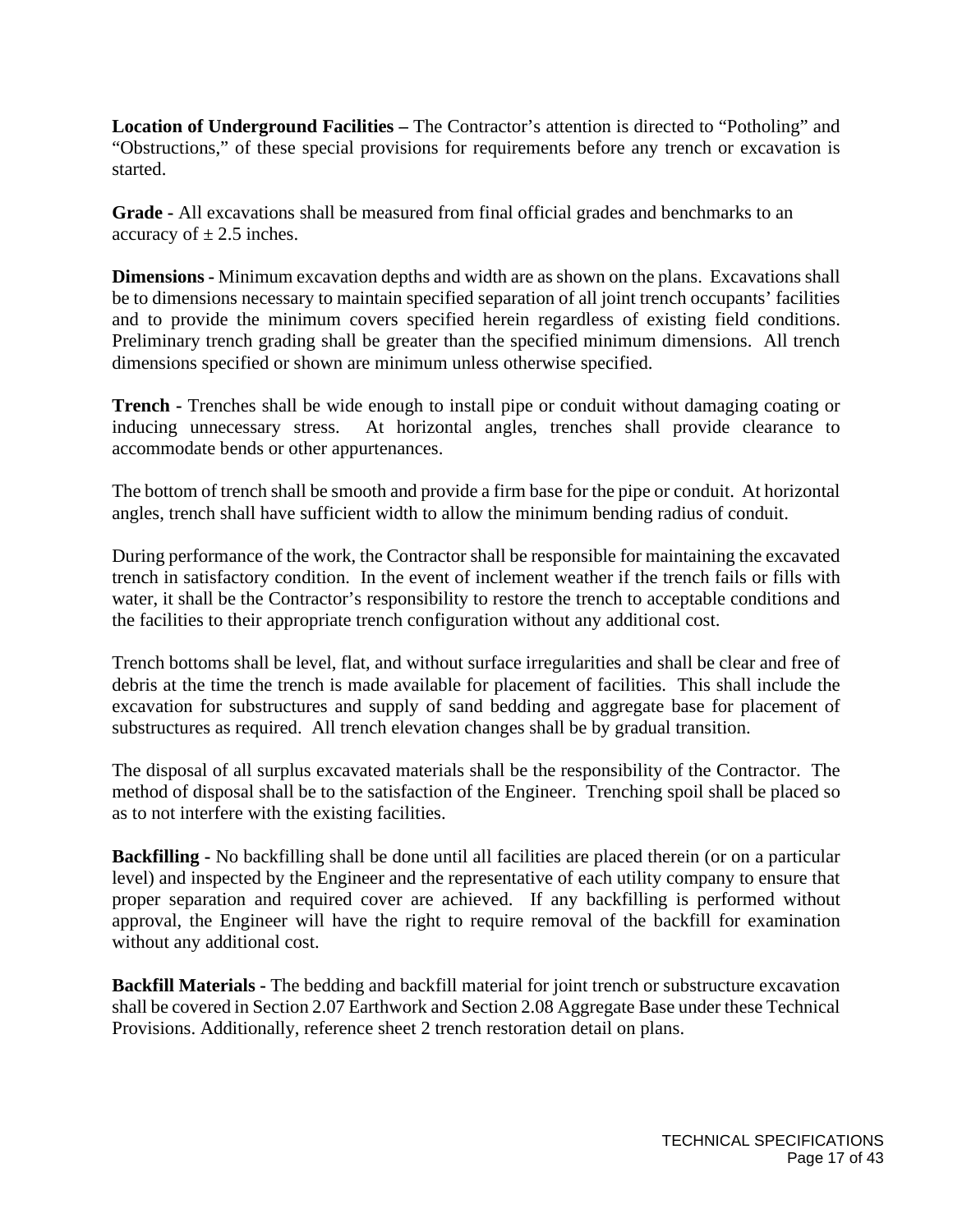**Location of Underground Facilities –** The Contractor's attention is directed to "Potholing" and "Obstructions," of these special provisions for requirements before any trench or excavation is started.

**Grade -** All excavations shall be measured from final official grades and benchmarks to an accuracy of $\pm$ 2.5 inches.

**Dimensions -** Minimum excavation depths and width are as shown on the plans. Excavations shall be to dimensions necessary to maintain specified separation of all joint trench occupants' facilities and to provide the minimum covers specified herein regardless of existing field conditions. Preliminary trench grading shall be greater than the specified minimum dimensions. All trench dimensions specified or shown are minimum unless otherwise specified.

**Trench -** Trenches shall be wide enough to install pipe or conduit without damaging coating or inducing unnecessary stress. At horizontal angles, trenches shall provide clearance to accommodate bends or other appurtenances.

The bottom of trench shall be smooth and provide a firm base for the pipe or conduit. At horizontal angles, trench shall have sufficient width to allow the minimum bending radius of conduit.

During performance of the work, the Contractor shall be responsible for maintaining the excavated trench in satisfactory condition. In the event of inclement weather if the trench fails or fills with water, it shall be the Contractor's responsibility to restore the trench to acceptable conditions and the facilities to their appropriate trench configuration without any additional cost.

Trench bottoms shall be level, flat, and without surface irregularities and shall be clear and free of debris at the time the trench is made available for placement of facilities. This shall include the excavation for substructures and supply of sand bedding and aggregate base for placement of substructures as required. All trench elevation changes shall be by gradual transition.

The disposal of all surplus excavated materials shall be the responsibility of the Contractor. The method of disposal shall be to the satisfaction of the Engineer. Trenching spoil shall be placed so as to not interfere with the existing facilities.

**Backfilling -** No backfilling shall be done until all facilities are placed therein (or on a particular level) and inspected by the Engineer and the representative of each utility company to ensure that proper separation and required cover are achieved. If any backfilling is performed without approval, the Engineer will have the right to require removal of the backfill for examination without any additional cost.

**Backfill Materials -** The bedding and backfill material for joint trench or substructure excavation shall be covered in Section 2.07 Earthwork and Section 2.08 Aggregate Base under these Technical Provisions. Additionally, reference sheet 2 trench restoration detail on plans.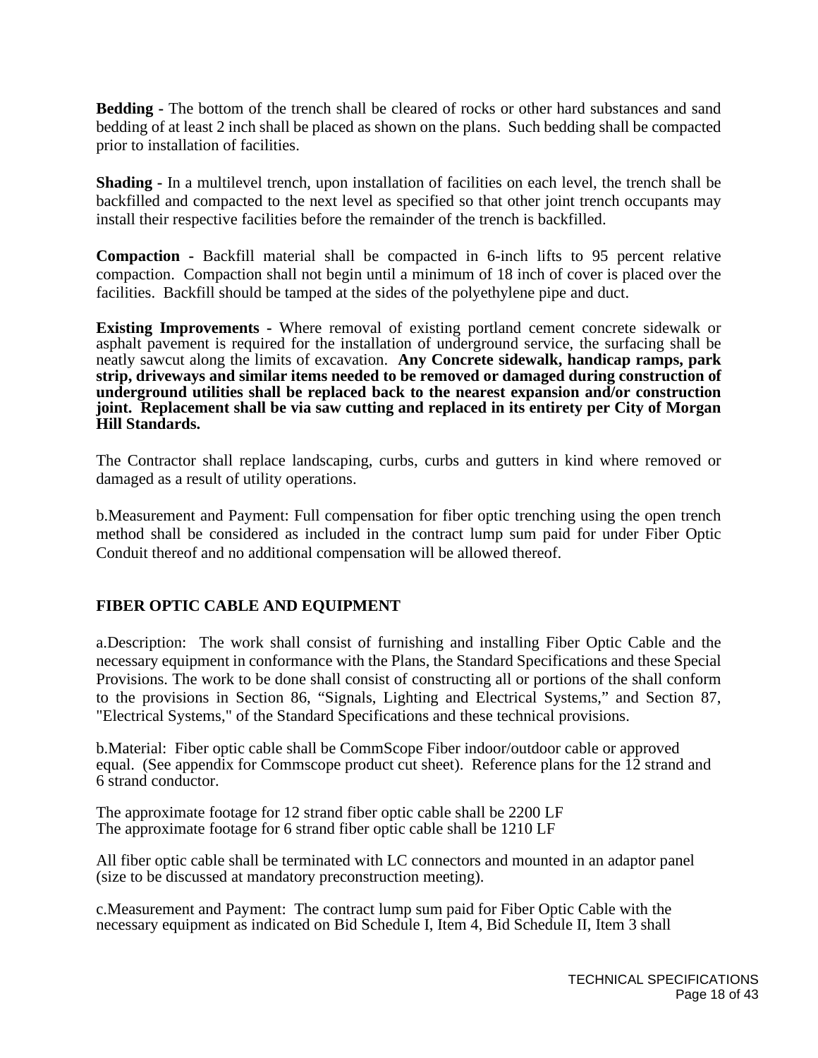**Bedding -** The bottom of the trench shall be cleared of rocks or other hard substances and sand bedding of at least 2 inch shall be placed as shown on the plans. Such bedding shall be compacted prior to installation of facilities.

**Shading -** In a multilevel trench, upon installation of facilities on each level, the trench shall be backfilled and compacted to the next level as specified so that other joint trench occupants may install their respective facilities before the remainder of the trench is backfilled.

**Compaction -** Backfill material shall be compacted in 6-inch lifts to 95 percent relative compaction. Compaction shall not begin until a minimum of 18 inch of cover is placed over the facilities. Backfill should be tamped at the sides of the polyethylene pipe and duct.

**Existing Improvements -** Where removal of existing portland cement concrete sidewalk or asphalt pavement is required for the installation of underground service, the surfacing shall be neatly sawcut along the limits of excavation. **Any Concrete sidewalk, handicap ramps, park strip, driveways and similar items needed to be removed or damaged during construction of underground utilities shall be replaced back to the nearest expansion and/or construction joint. Replacement shall be via saw cutting and replaced in its entirety per City of Morgan Hill Standards.**

The Contractor shall replace landscaping, curbs, curbs and gutters in kind where removed or damaged as a result of utility operations.

b.Measurement and Payment: Full compensation for fiber optic trenching using the open trench method shall be considered as included in the contract lump sum paid for under Fiber Optic Conduit thereof and no additional compensation will be allowed thereof.

## FIBER OPTIC CABLE AND EQUIPMENT

a.Description: The work shall consist of furnishing and installing Fiber Optic Cable and the necessary equipment in conformance with the Plans, the Standard Specifications and these Special Provisions. The work to be done shall consist of constructing all or portions of the shall conform to the provisions in Section 86, "Signals, Lighting and Electrical Systems," and Section 87, "Electrical Systems," of the Standard Specifications and these technical provisions.

b.Material: Fiber optic cable shall be CommScope Fiber indoor/outdoor cable or approved equal. (See appendix for Commscope product cut sheet). Reference plans for the 12 strand and 6 strand conductor.

The approximate footage for 12 strand fiber optic cable shall be 2200 LF
The approximate footage for 6 strand fiber optic cable shall be 1210 LF

All fiber optic cable shall be terminated with LC connectors and mounted in an adaptor panel (size to be discussed at mandatory preconstruction meeting).

c.Measurement and Payment: The contract lump sum paid for Fiber Optic Cable with the necessary equipment as indicated on Bid Schedule I, Item 4, Bid Schedule II, Item 3 shall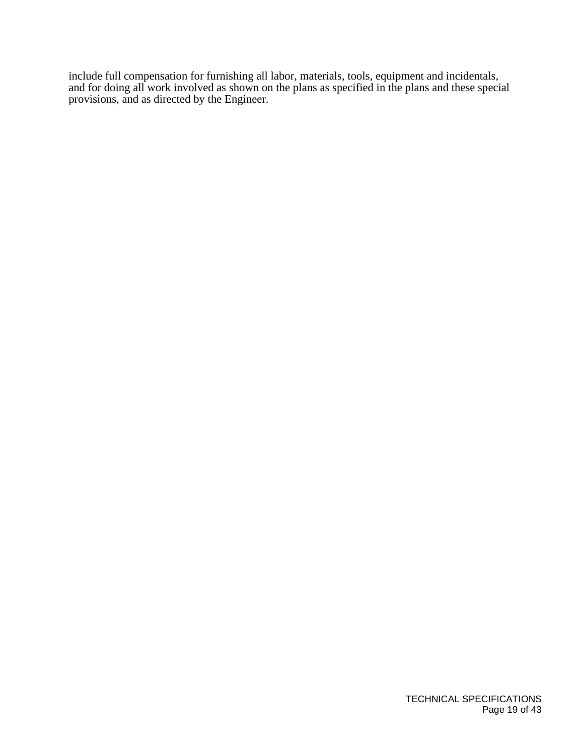include full compensation for furnishing all labor, materials, tools, equipment and incidentals, and for doing all work involved as shown on the plans as specified in the plans and these special provisions, and as directed by the Engineer.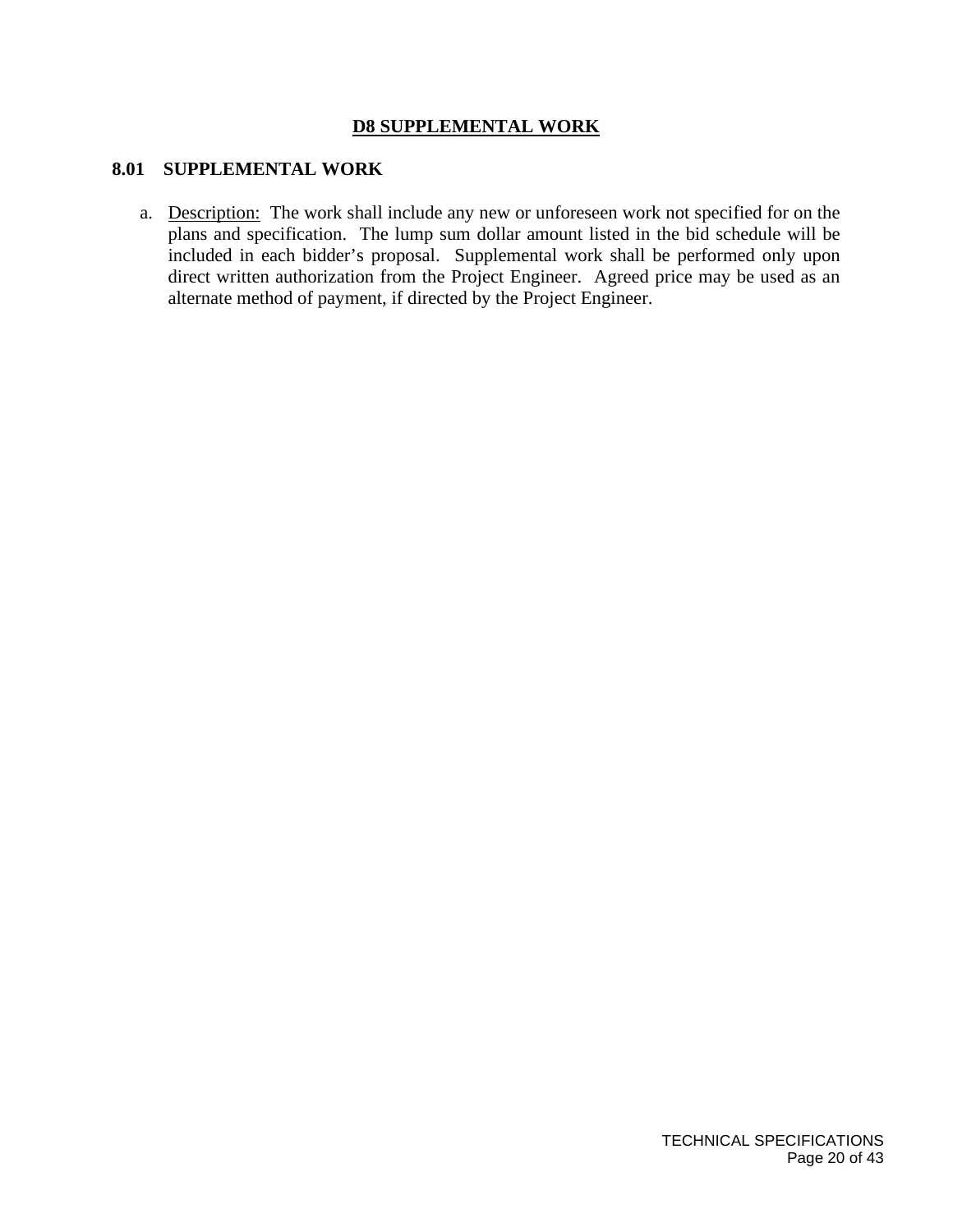## D8 SUPPLEMENTAL WORK

### 8.01 SUPPLEMENTAL WORK

a. Description: The work shall include any new or unforeseen work not specified for on the plans and specification. The lump sum dollar amount listed in the bid schedule will be included in each bidder's proposal. Supplemental work shall be performed only upon direct written authorization from the Project Engineer. Agreed price may be used as an alternate method of payment, if directed by the Project Engineer.